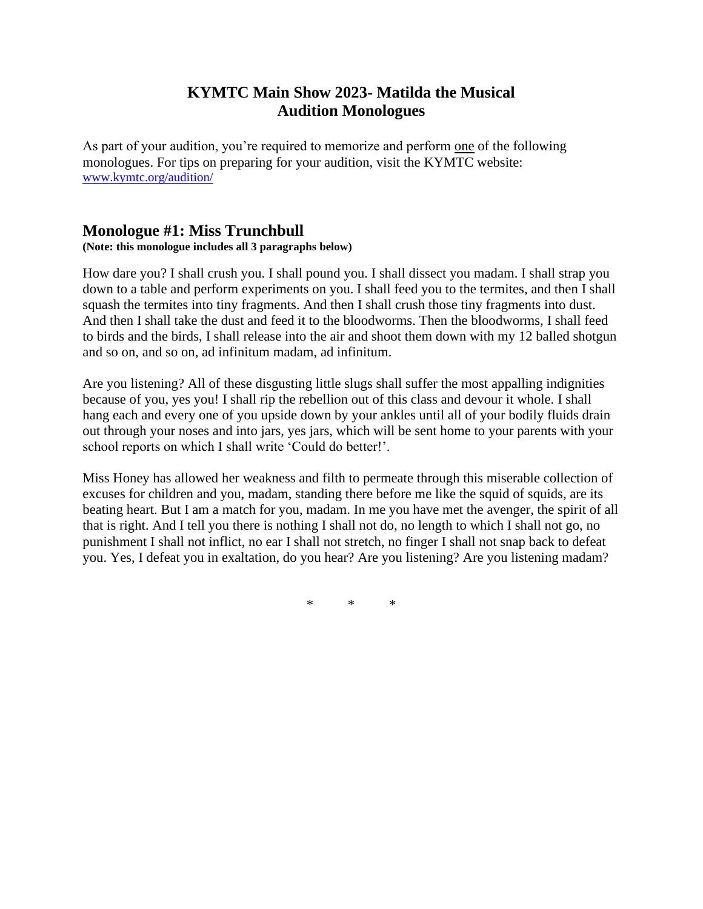# KYMTC Main Show 2023- Matilda the Musical
# Audition Monologues

As part of your audition, you're required to memorize and perform <u>one</u> of the following monologues. For tips on preparing for your audition, visit the KYMTC website: [www.kymtc.org/audition/](www.kymtc.org/audition/)

## Monologue #1: Miss Trunchbull

**(Note: this monologue includes all 3 paragraphs below)**

How dare you? I shall crush you. I shall pound you. I shall dissect you madam. I shall strap you down to a table and perform experiments on you. I shall feed you to the termites, and then I shall squash the termites into tiny fragments. And then I shall crush those tiny fragments into dust. And then I shall take the dust and feed it to the bloodworms. Then the bloodworms, I shall feed to birds and the birds, I shall release into the air and shoot them down with my 12 balled shotgun and so on, and so on, ad infinitum madam, ad infinitum.

Are you listening? All of these disgusting little slugs shall suffer the most appalling indignities because of you, yes you! I shall rip the rebellion out of this class and devour it whole. I shall hang each and every one of you upside down by your ankles until all of your bodily fluids drain out through your noses and into jars, yes jars, which will be sent home to your parents with your school reports on which I shall write 'Could do better!'.

Miss Honey has allowed her weakness and filth to permeate through this miserable collection of excuses for children and you, madam, standing there before me like the squid of squids, are its beating heart. But I am a match for you, madam. In me you have met the avenger, the spirit of all that is right. And I tell you there is nothing I shall not do, no length to which I shall not go, no punishment I shall not inflict, no ear I shall not stretch, no finger I shall not snap back to defeat you. Yes, I defeat you in exaltation, do you hear? Are you listening? Are you listening madam?

\* \* \*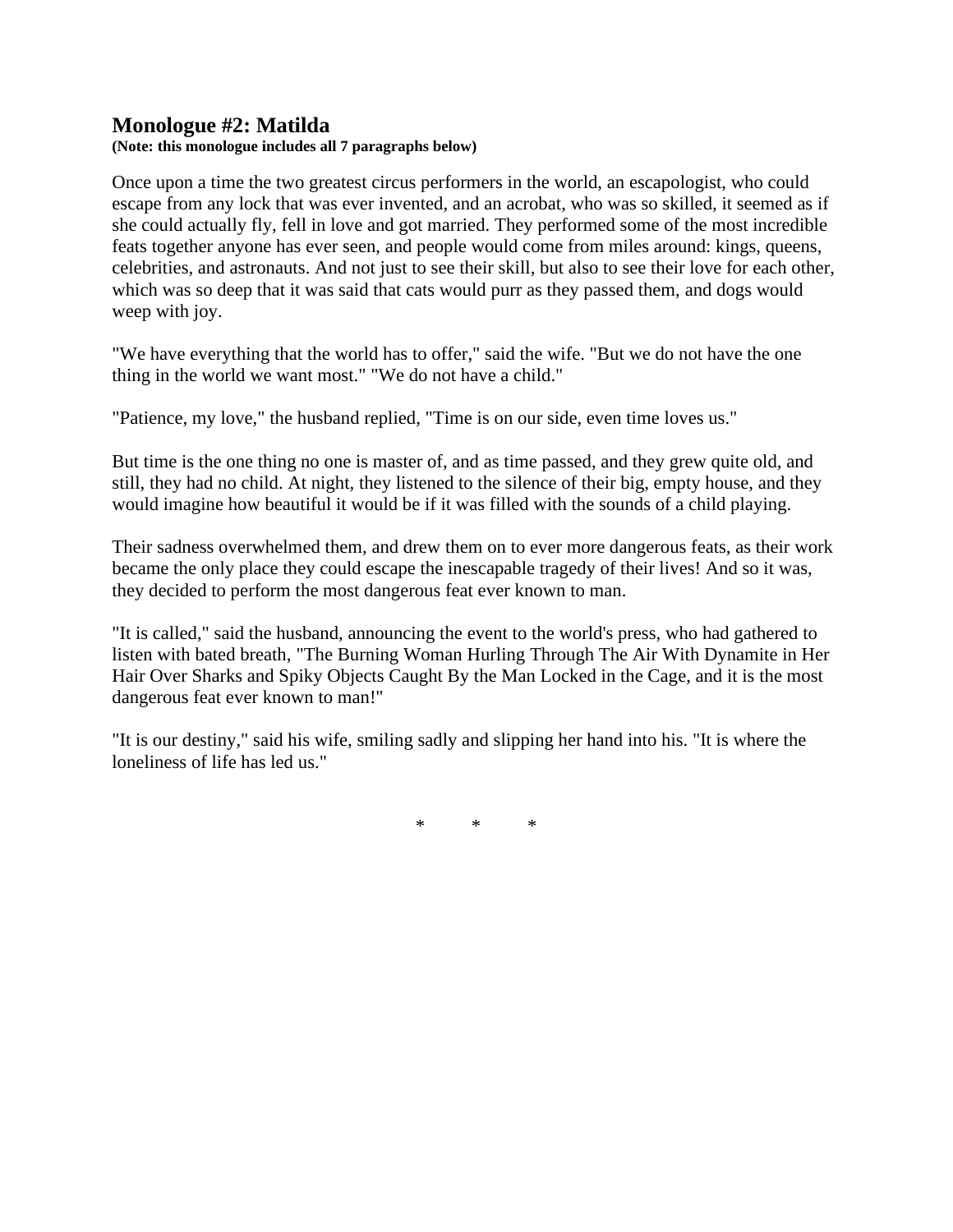## Monologue #2: Matilda

**(Note: this monologue includes all 7 paragraphs below)**

Once upon a time the two greatest circus performers in the world, an escapologist, who could escape from any lock that was ever invented, and an acrobat, who was so skilled, it seemed as if she could actually fly, fell in love and got married. They performed some of the most incredible feats together anyone has ever seen, and people would come from miles around: kings, queens, celebrities, and astronauts. And not just to see their skill, but also to see their love for each other, which was so deep that it was said that cats would purr as they passed them, and dogs would weep with joy.

"We have everything that the world has to offer," said the wife. "But we do not have the one thing in the world we want most." "We do not have a child."

"Patience, my love," the husband replied, "Time is on our side, even time loves us."

But time is the one thing no one is master of, and as time passed, and they grew quite old, and still, they had no child. At night, they listened to the silence of their big, empty house, and they would imagine how beautiful it would be if it was filled with the sounds of a child playing.

Their sadness overwhelmed them, and drew them on to ever more dangerous feats, as their work became the only place they could escape the inescapable tragedy of their lives! And so it was, they decided to perform the most dangerous feat ever known to man.

"It is called," said the husband, announcing the event to the world's press, who had gathered to listen with bated breath, "The Burning Woman Hurling Through The Air With Dynamite in Her Hair Over Sharks and Spiky Objects Caught By the Man Locked in the Cage, and it is the most dangerous feat ever known to man!"

"It is our destiny," said his wife, smiling sadly and slipping her hand into his. "It is where the loneliness of life has led us."

\* \* \*